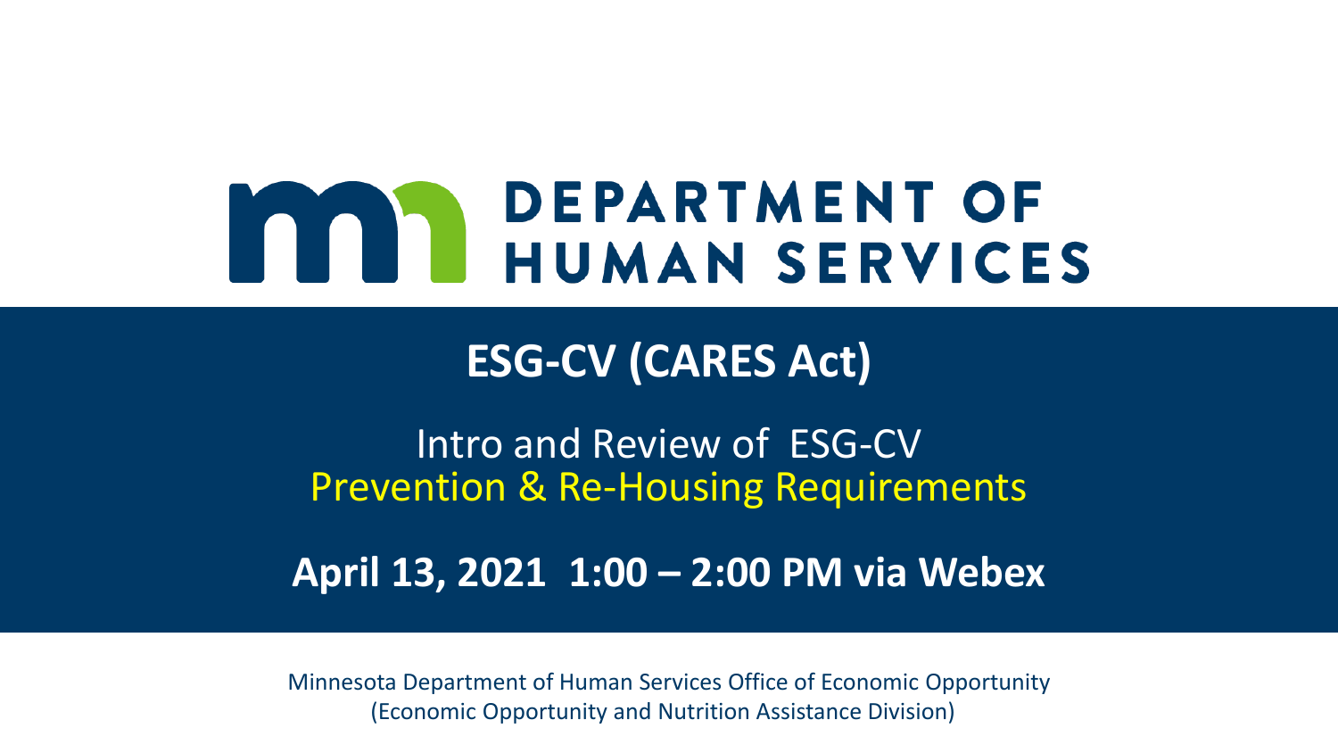DEPARTMENT OF HUMAN SERVICES

# ESG-CV (CARES Act)

Intro and Review of ESG-CV
Prevention & Re-Housing Requirements

**April 13, 2021 1:00 – 2:00 PM via Webex**

Minnesota Department of Human Services Office of Economic Opportunity
(Economic Opportunity and Nutrition Assistance Division)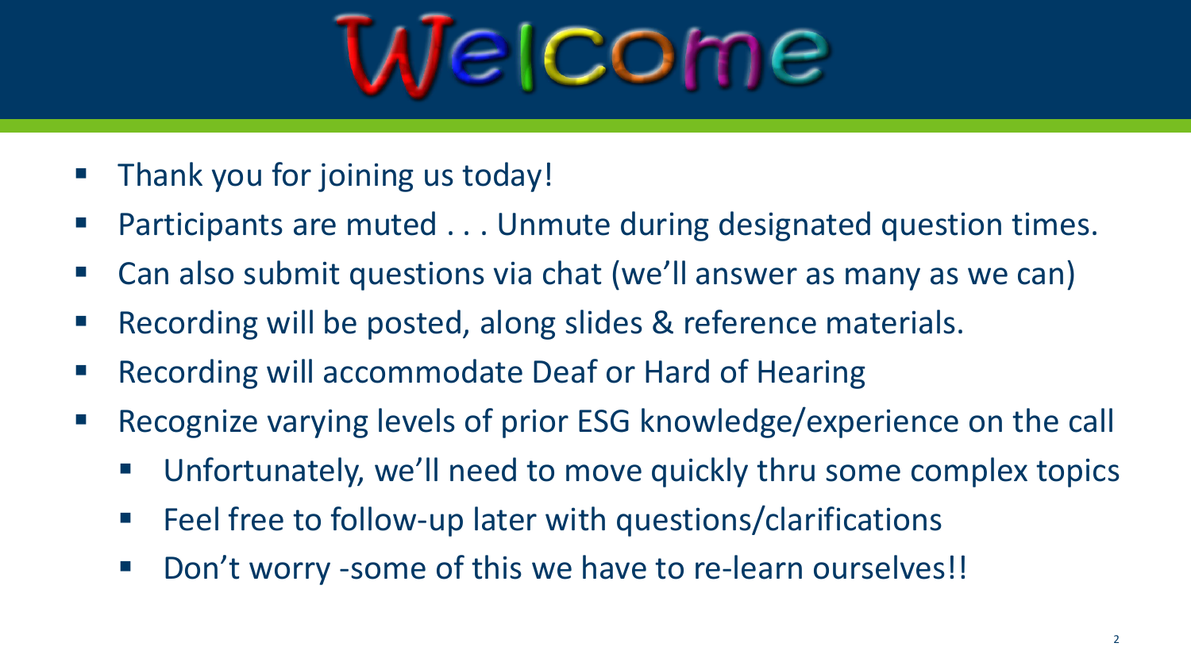# Welcome

- Thank you for joining us today!
- Participants are muted . . . Unmute during designated question times.
- Can also submit questions via chat (we'll answer as many as we can)
- Recording will be posted, along slides & reference materials.
- Recording will accommodate Deaf or Hard of Hearing
- Recognize varying levels of prior ESG knowledge/experience on the call
  - Unfortunately, we'll need to move quickly thru some complex topics
  - Feel free to follow-up later with questions/clarifications
  - Don't worry -some of this we have to re-learn ourselves!!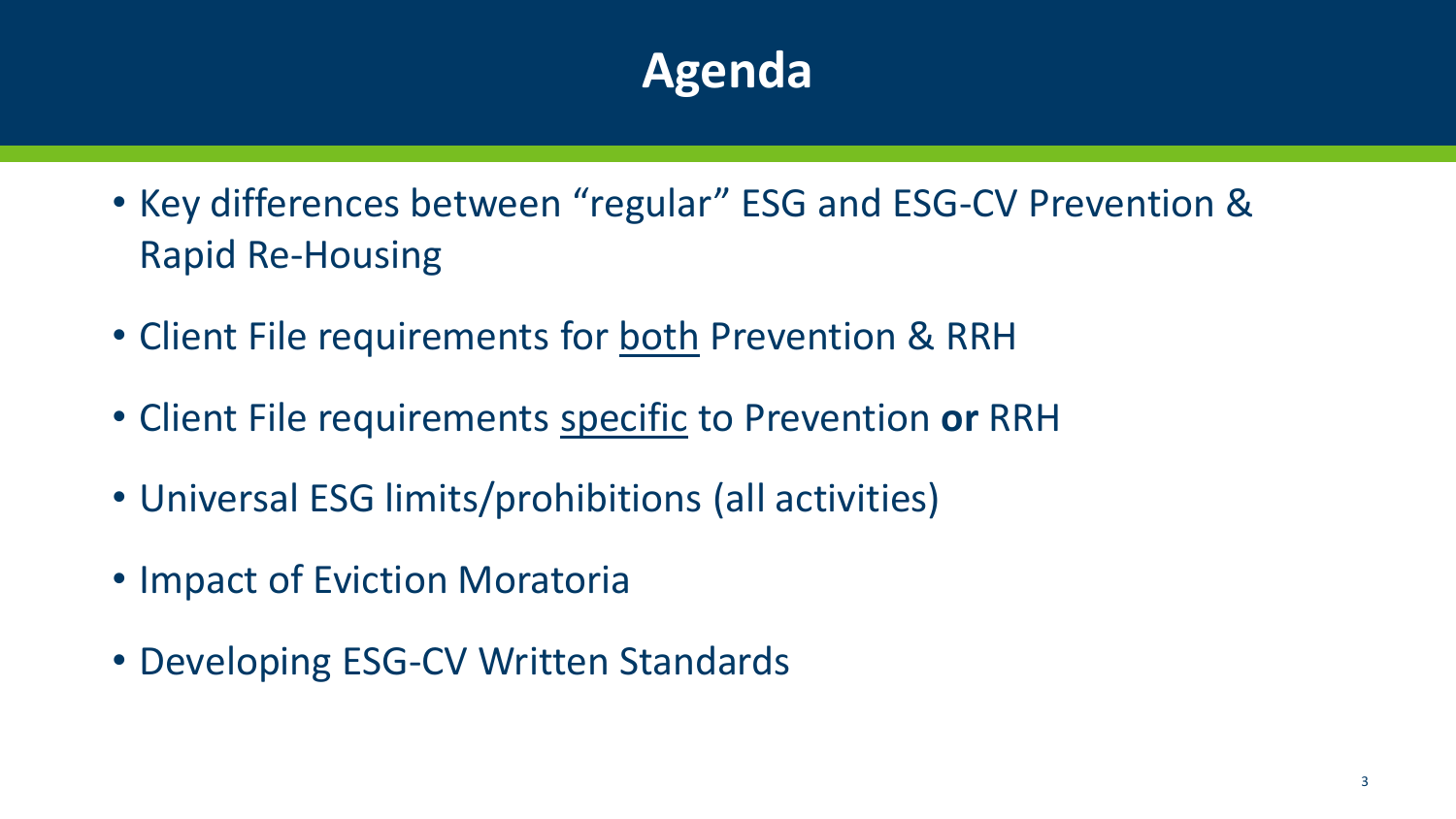# Agenda

- Key differences between “regular” ESG and ESG-CV Prevention & Rapid Re-Housing
- Client File requirements for <u>both</u> Prevention & RRH
- Client File requirements <u>specific</u> to Prevention **or** RRH
- Universal ESG limits/prohibitions (all activities)
- Impact of Eviction Moratoria
- Developing ESG-CV Written Standards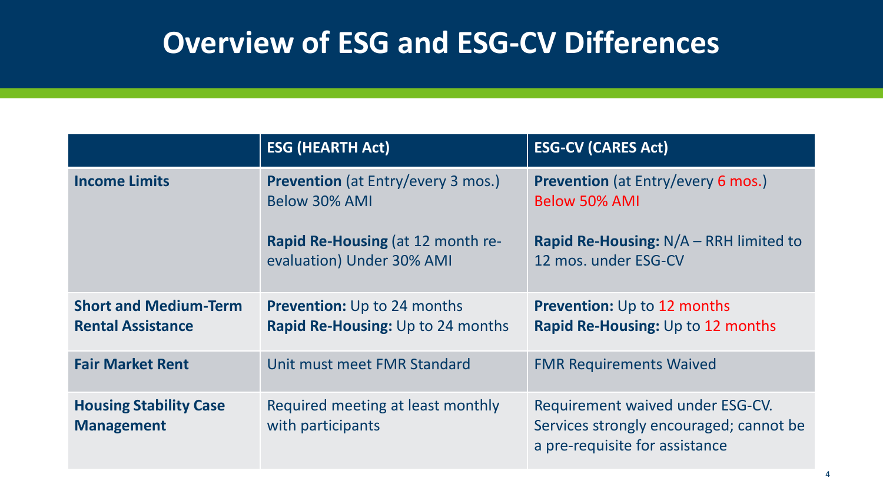# Overview of ESG and ESG-CV Differences

| | ESG (HEARTH Act) | ESG-CV (CARES Act) |
|---|---|---|
| **Income Limits** | **Prevention** (at Entry/every 3 mos.) Below 30% AMI<br><br>**Rapid Re-Housing** (at 12 month re-evaluation) Under 30% AMI | **Prevention** (at Entry/every 6 mos.) Below 50% AMI<br><br>**Rapid Re-Housing:** N/A – RRH limited to 12 mos. under ESG-CV |
| **Short and Medium-Term Rental Assistance** | **Prevention:** Up to 24 months<br>**Rapid Re-Housing:** Up to 24 months | **Prevention:** Up to 12 months<br>**Rapid Re-Housing:** Up to 12 months |
| **Fair Market Rent** | Unit must meet FMR Standard | FMR Requirements Waived |
| **Housing Stability Case Management** | Required meeting at least monthly with participants | Requirement waived under ESG-CV. Services strongly encouraged; cannot be a pre-requisite for assistance |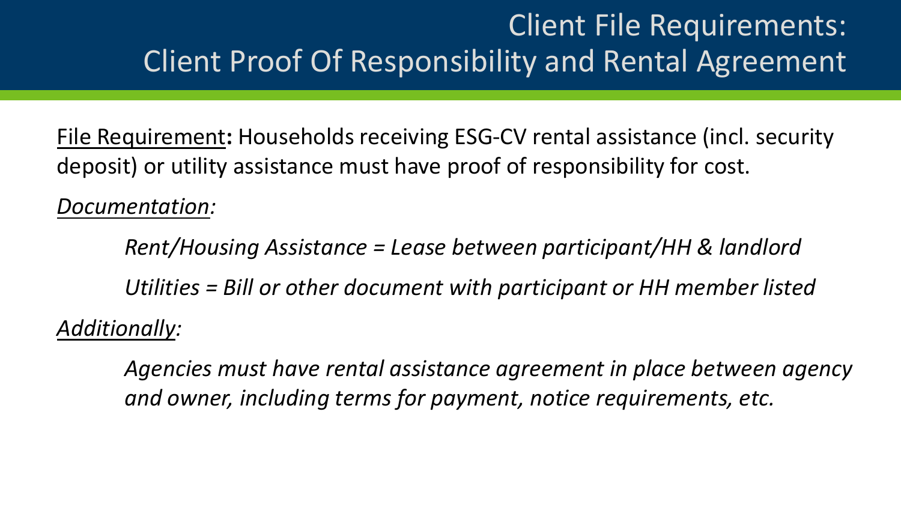# Client File Requirements: Client Proof Of Responsibility and Rental Agreement

File Requirement**:** Households receiving ESG-CV rental assistance (incl. security deposit) or utility assistance must have proof of responsibility for cost.

*Documentation:*

> *Rent/Housing Assistance = Lease between participant/HH & landlord*
>
> *Utilities = Bill or other document with participant or HH member listed*

*Additionally:*

> *Agencies must have rental assistance agreement in place between agency and owner, including terms for payment, notice requirements, etc.*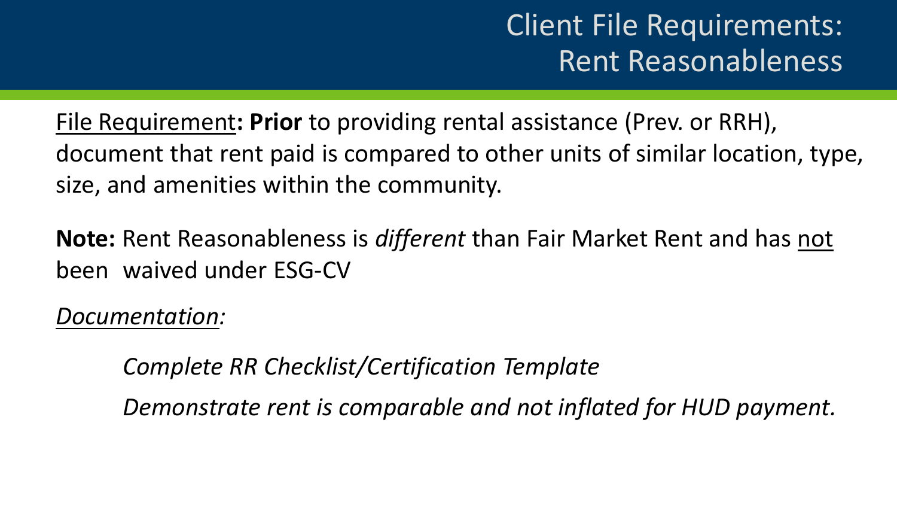# Client File Requirements: Rent Reasonableness

<u>File Requirement</u>**: Prior** to providing rental assistance (Prev. or RRH), document that rent paid is compared to other units of similar location, type, size, and amenities within the community.

**Note:** Rent Reasonableness is *different* than Fair Market Rent and has <u>not</u> been waived under ESG-CV

<u>*Documentation*</u>*:*

*Complete RR Checklist/Certification Template*

*Demonstrate rent is comparable and not inflated for HUD payment.*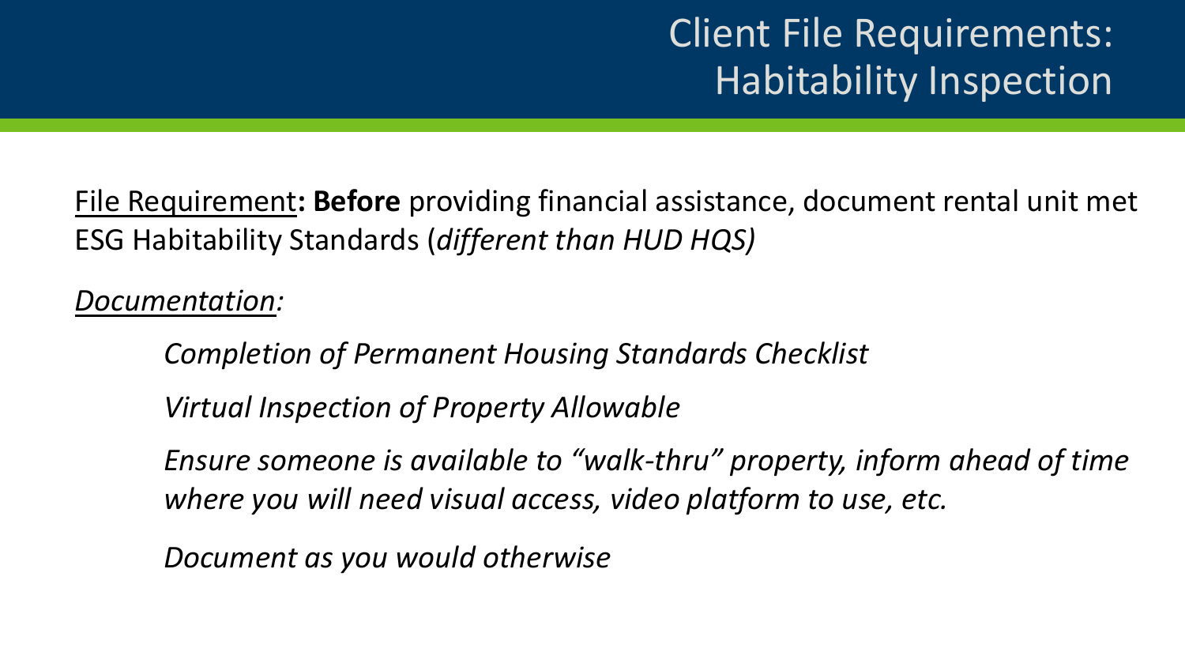# Client File Requirements: Habitability Inspection

File Requirement**: Before** providing financial assistance, document rental unit met ESG Habitability Standards (*different than HUD HQS)*

*Documentation:*

*Completion of Permanent Housing Standards Checklist*

*Virtual Inspection of Property Allowable*

*Ensure someone is available to "walk-thru" property, inform ahead of time where you will need visual access, video platform to use, etc.*

*Document as you would otherwise*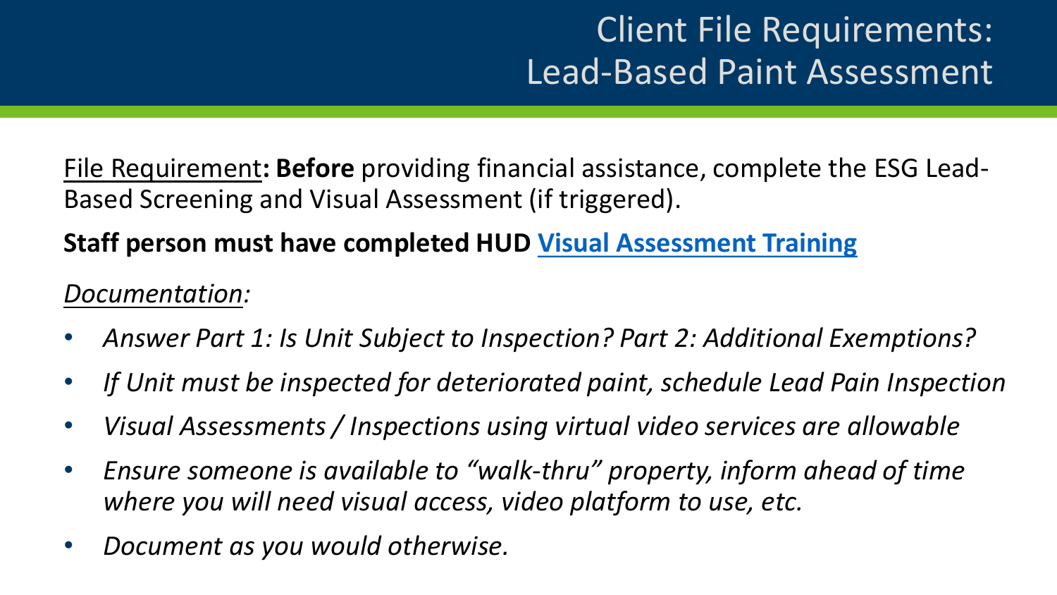# Client File Requirements: Lead-Based Paint Assessment

<u>File Requirement</u>**:** **Before** providing financial assistance, complete the ESG Lead-Based Screening and Visual Assessment (if triggered).

**Staff person must have completed HUD [Visual Assessment Training]()**

*<u>Documentation</u>:*

- *Answer Part 1: Is Unit Subject to Inspection? Part 2: Additional Exemptions?*
- *If Unit must be inspected for deteriorated paint, schedule Lead Pain Inspection*
- *Visual Assessments / Inspections using virtual video services are allowable*
- *Ensure someone is available to "walk-thru" property, inform ahead of time where you will need visual access, video platform to use, etc.*
- *Document as you would otherwise.*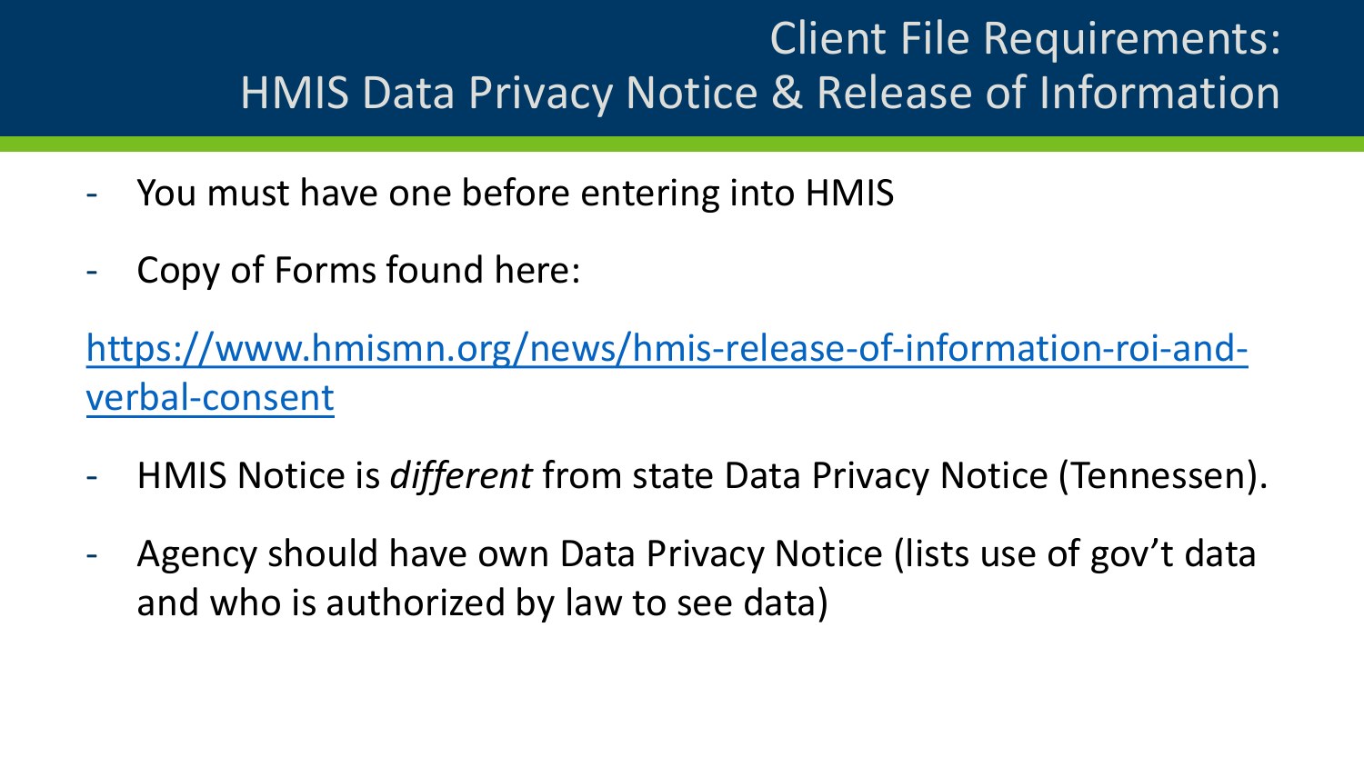# Client File Requirements: HMIS Data Privacy Notice & Release of Information

- You must have one before entering into HMIS
- Copy of Forms found here:

[https://www.hmismn.org/news/hmis-release-of-information-roi-and-verbal-consent](https://www.hmismn.org/news/hmis-release-of-information-roi-and-verbal-consent)

- HMIS Notice is *different* from state Data Privacy Notice (Tennessen).
- Agency should have own Data Privacy Notice (lists use of gov't data and who is authorized by law to see data)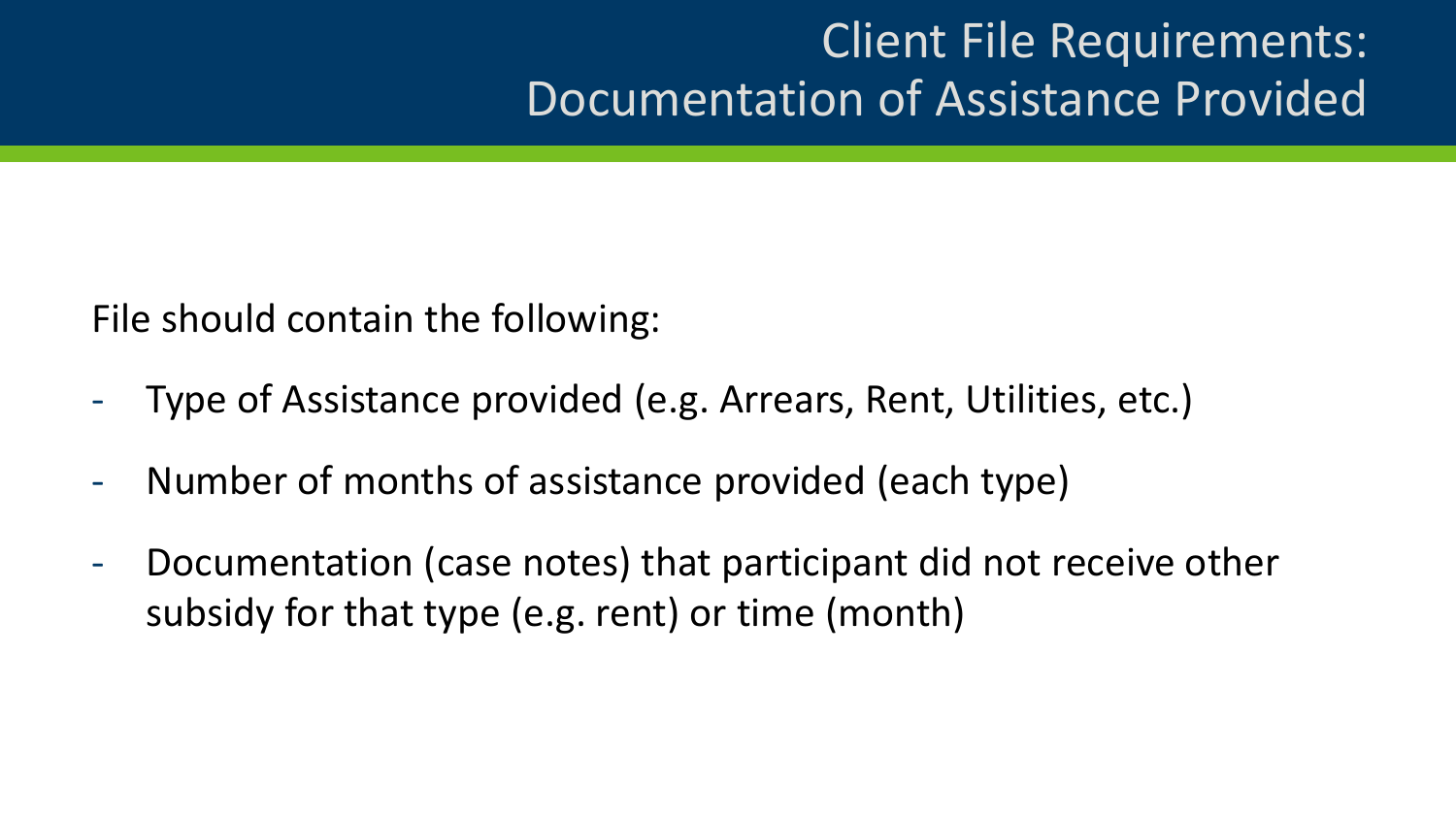# Client File Requirements: Documentation of Assistance Provided

File should contain the following:

- Type of Assistance provided (e.g. Arrears, Rent, Utilities, etc.)
- Number of months of assistance provided (each type)
- Documentation (case notes) that participant did not receive other subsidy for that type (e.g. rent) or time (month)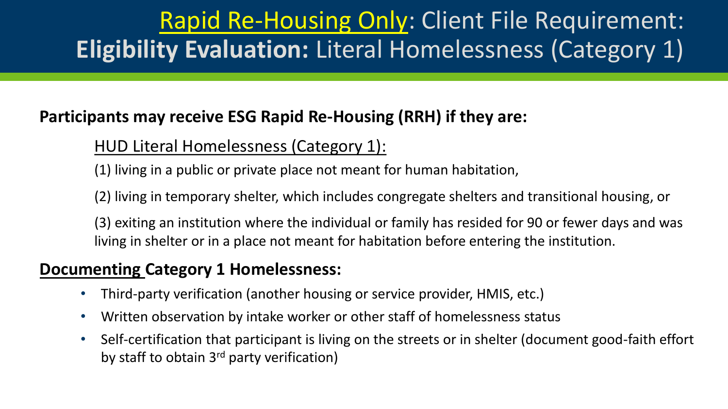# Rapid Re-Housing Only: Client File Requirement: **Eligibility Evaluation:** Literal Homelessness (Category 1)

**Participants may receive ESG Rapid Re-Housing (RRH) if they are:**

HUD Literal Homelessness (Category 1):

(1) living in a public or private place not meant for human habitation,

(2) living in temporary shelter, which includes congregate shelters and transitional housing, or

(3) exiting an institution where the individual or family has resided for 90 or fewer days and was living in shelter or in a place not meant for habitation before entering the institution.

**Documenting Category 1 Homelessness:**

- Third-party verification (another housing or service provider, HMIS, etc.)
- Written observation by intake worker or other staff of homelessness status
- Self-certification that participant is living on the streets or in shelter (document good-faith effort by staff to obtain 3rd party verification)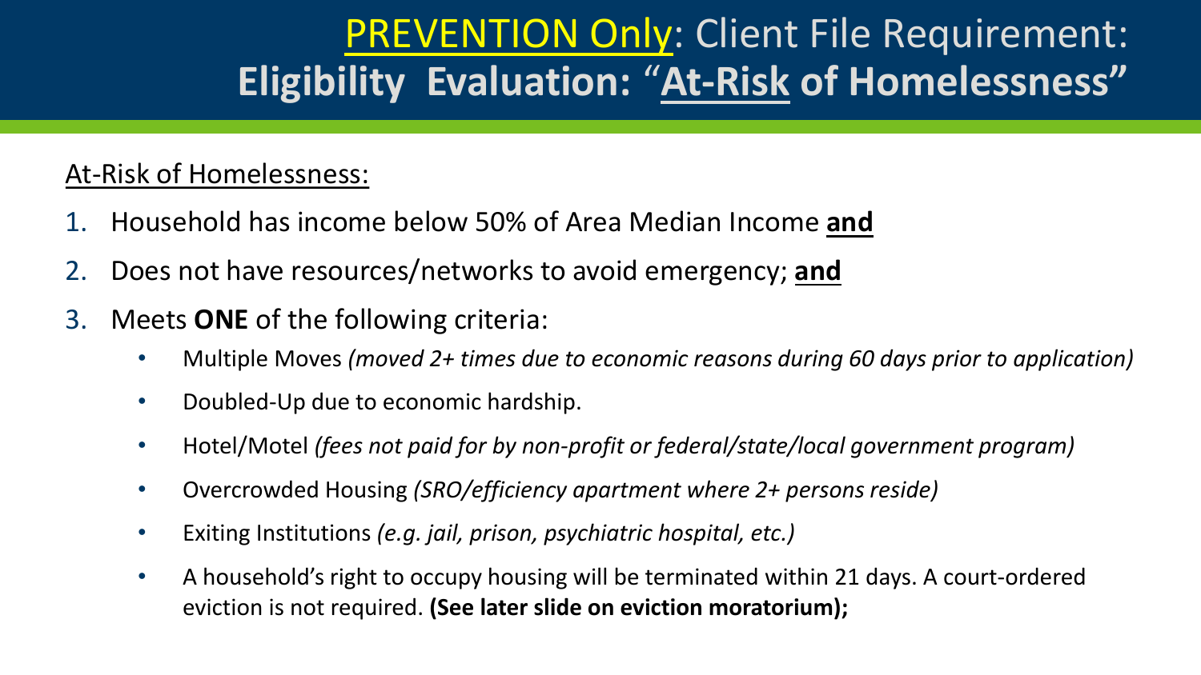# PREVENTION Only: Client File Requirement: **Eligibility Evaluation: "At-Risk of Homelessness"**

At-Risk of Homelessness:

1. Household has income below 50% of Area Median Income **and**
2. Does not have resources/networks to avoid emergency; **and**
3. Meets **ONE** of the following criteria:
   - Multiple Moves *(moved 2+ times due to economic reasons during 60 days prior to application)*
   - Doubled-Up due to economic hardship.
   - Hotel/Motel *(fees not paid for by non-profit or federal/state/local government program)*
   - Overcrowded Housing *(SRO/efficiency apartment where 2+ persons reside)*
   - Exiting Institutions *(e.g. jail, prison, psychiatric hospital, etc.)*
   - A household's right to occupy housing will be terminated within 21 days. A court-ordered eviction is not required. **(See later slide on eviction moratorium);**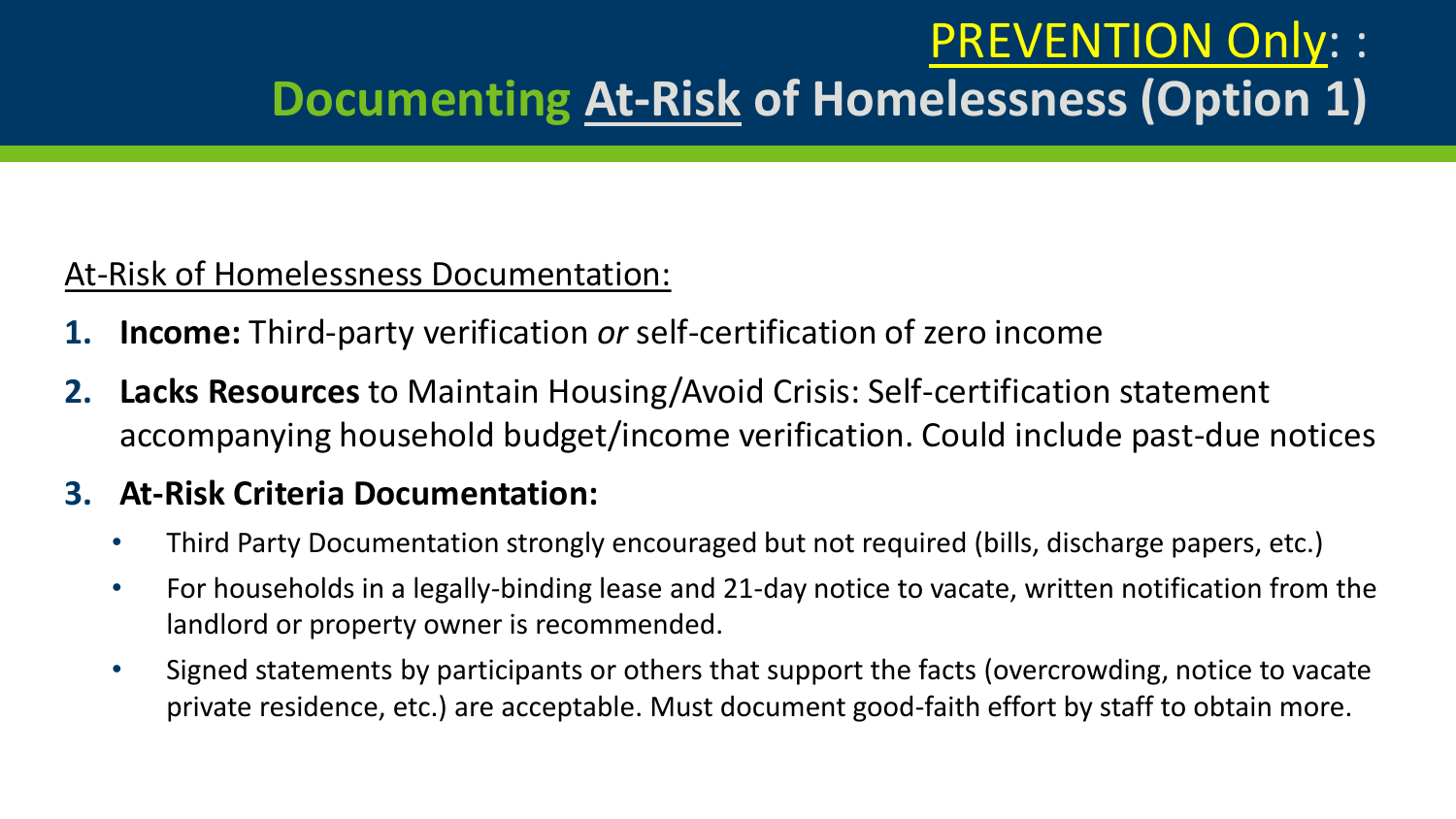# PREVENTION Only: : Documenting At-Risk of Homelessness (Option 1)

At-Risk of Homelessness Documentation:

1. **Income:** Third-party verification *or* self-certification of zero income
2. **Lacks Resources** to Maintain Housing/Avoid Crisis: Self-certification statement accompanying household budget/income verification. Could include past-due notices
3. **At-Risk Criteria Documentation:**
   - Third Party Documentation strongly encouraged but not required (bills, discharge papers, etc.)
   - For households in a legally-binding lease and 21-day notice to vacate, written notification from the landlord or property owner is recommended.
   - Signed statements by participants or others that support the facts (overcrowding, notice to vacate private residence, etc.) are acceptable. Must document good-faith effort by staff to obtain more.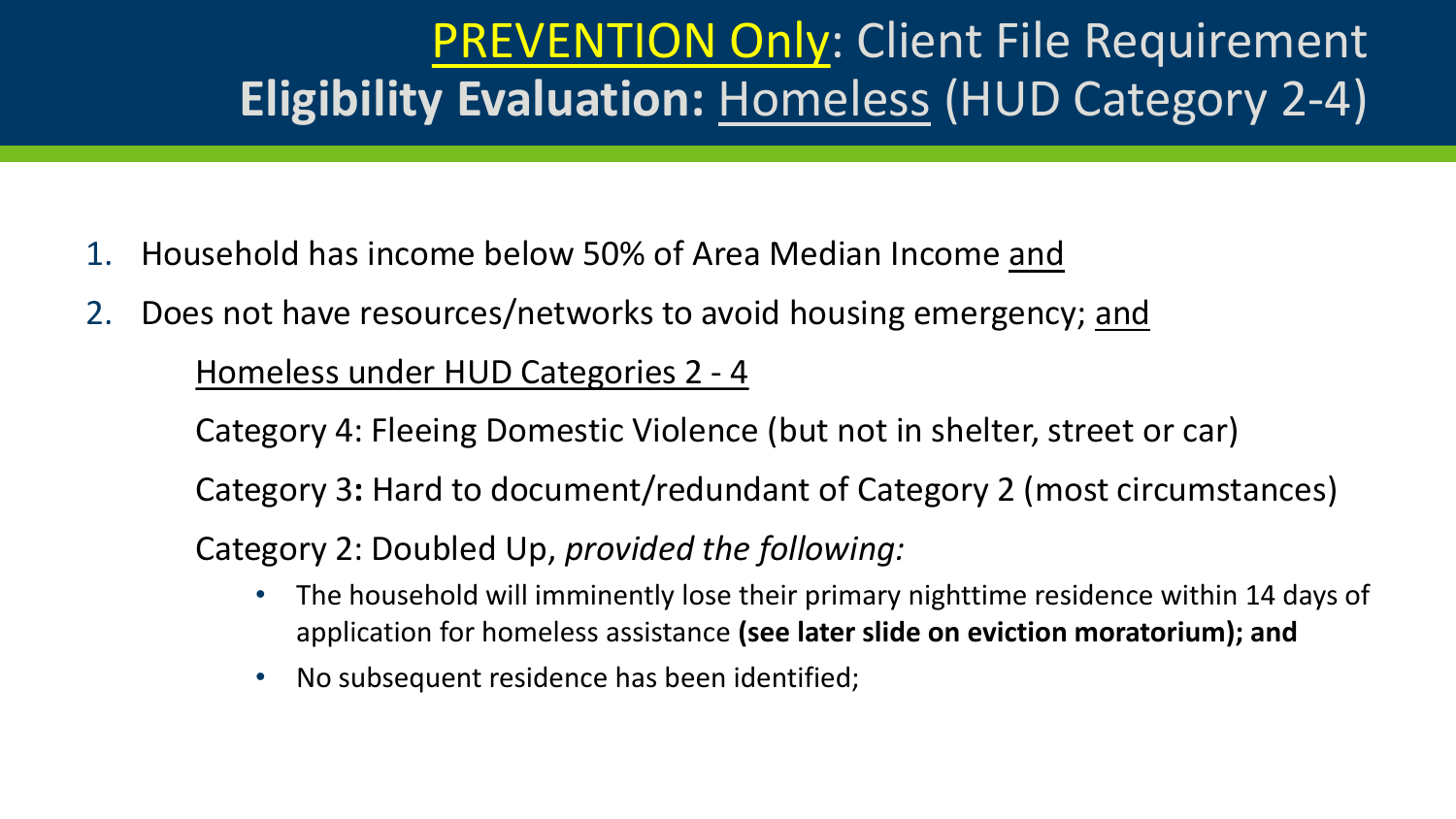# PREVENTION Only: Client File Requirement
# **Eligibility Evaluation:** Homeless (HUD Category 2-4)

1. Household has income below 50% of Area Median Income and
2. Does not have resources/networks to avoid housing emergency; and

   Homeless under HUD Categories 2 - 4

   Category 4: Fleeing Domestic Violence (but not in shelter, street or car)

   Category 3**:** Hard to document/redundant of Category 2 (most circumstances)

   Category 2: Doubled Up, *provided the following:*

   - The household will imminently lose their primary nighttime residence within 14 days of application for homeless assistance **(see later slide on eviction moratorium); and**
   - No subsequent residence has been identified;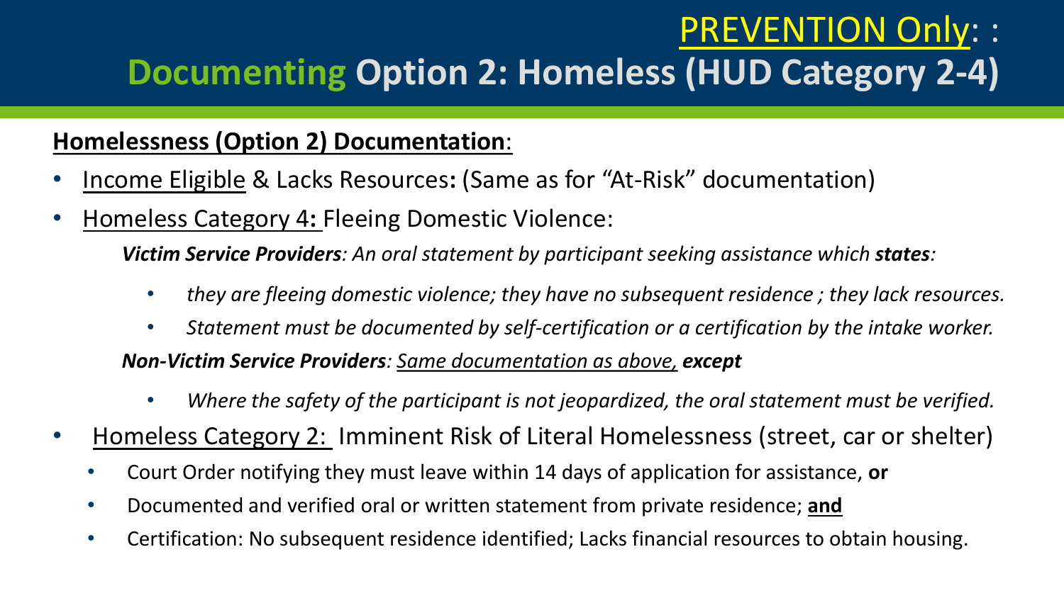# PREVENTION Only: :

# Documenting Option 2: Homeless (HUD Category 2-4)

**Homelessness (Option 2) Documentation**:

- Income Eligible & Lacks Resources**:** (Same as for "At-Risk" documentation)
- Homeless Category 4**:** Fleeing Domestic Violence:

  ***Victim Service Providers**: An oral statement by participant seeking assistance which **states**:*

  - *they are fleeing domestic violence; they have no subsequent residence ; they lack resources.*
  - *Statement must be documented by self-certification or a certification by the intake worker.*

  ***Non-Victim Service Providers**: Same documentation as above, **except***

  - *Where the safety of the participant is not jeopardized, the oral statement must be verified.*

- Homeless Category 2: Imminent Risk of Literal Homelessness (street, car or shelter)
  - Court Order notifying they must leave within 14 days of application for assistance, **or**
  - Documented and verified oral or written statement from private residence; **and**
  - Certification: No subsequent residence identified; Lacks financial resources to obtain housing.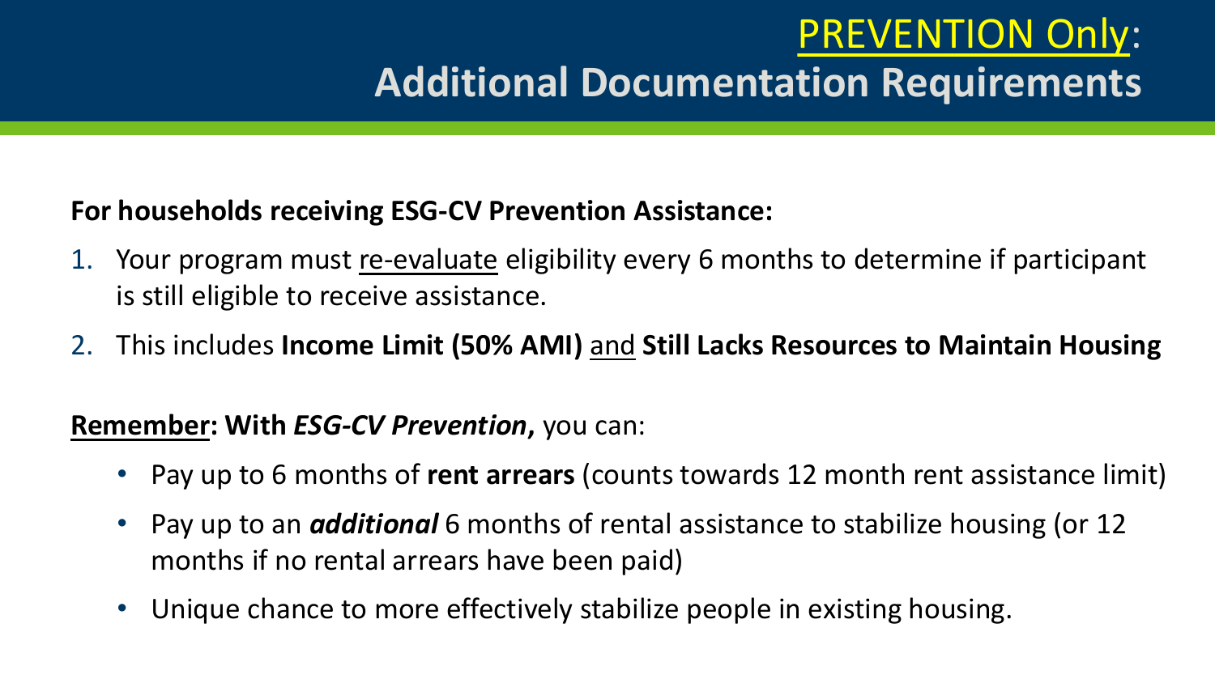# PREVENTION Only: Additional Documentation Requirements

**For households receiving ESG-CV Prevention Assistance:**

1. Your program must re-evaluate eligibility every 6 months to determine if participant is still eligible to receive assistance.
2. This includes **Income Limit (50% AMI)** and **Still Lacks Resources to Maintain Housing**

**Remember: With *ESG-CV Prevention*,** you can:

- Pay up to 6 months of **rent arrears** (counts towards 12 month rent assistance limit)
- Pay up to an ***additional*** 6 months of rental assistance to stabilize housing (or 12 months if no rental arrears have been paid)
- Unique chance to more effectively stabilize people in existing housing.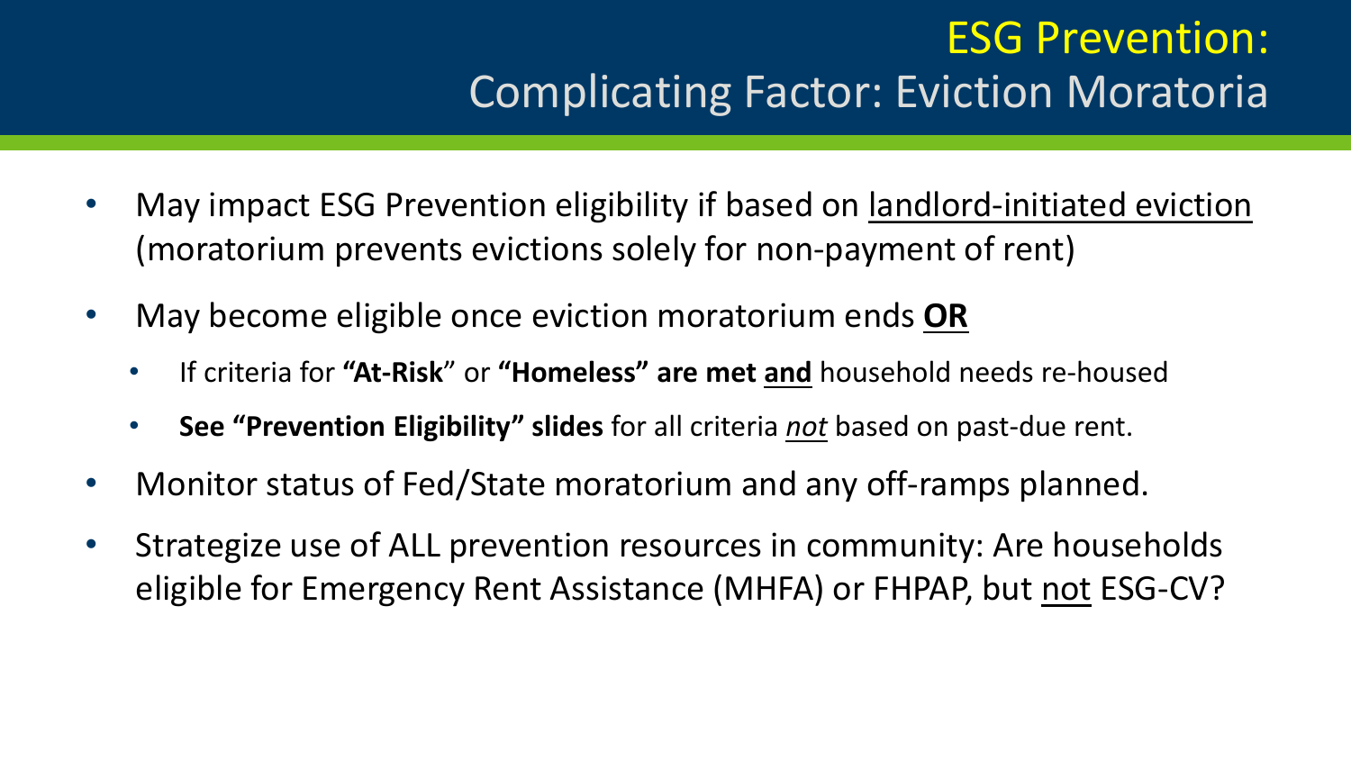# ESG Prevention:
## Complicating Factor: Eviction Moratoria

- May impact ESG Prevention eligibility if based on landlord-initiated eviction (moratorium prevents evictions solely for non-payment of rent)
- May become eligible once eviction moratorium ends **OR**
  - If criteria for **"At-Risk"** or **"Homeless" are met and** household needs re-housed
  - **See "Prevention Eligibility" slides** for all criteria *not* based on past-due rent.
- Monitor status of Fed/State moratorium and any off-ramps planned.
- Strategize use of ALL prevention resources in community: Are households eligible for Emergency Rent Assistance (MHFA) or FHPAP, but not ESG-CV?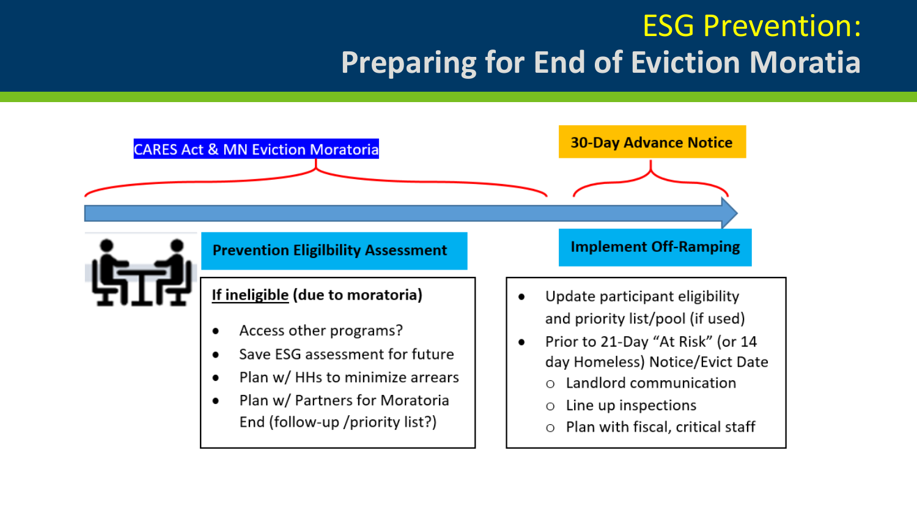# ESG Prevention: Preparing for End of Eviction Moratoria

**CARES Act & MN Eviction Moratoria**

**30-Day Advance Notice**

## Prevention Eligilbility Assessment

**<u>If ineligible</u> (due to moratoria)**

- Access other programs?
- Save ESG assessment for future
- Plan w/ HHs to minimize arrears
- Plan w/ Partners for Moratoria End (follow-up /priority list?)

## Implement Off-Ramping

- Update participant eligibility and priority list/pool (if used)
- Prior to 21-Day "At Risk" (or 14 day Homeless) Notice/Evict Date
  - Landlord communication
  - Line up inspections
  - Plan with fiscal, critical staff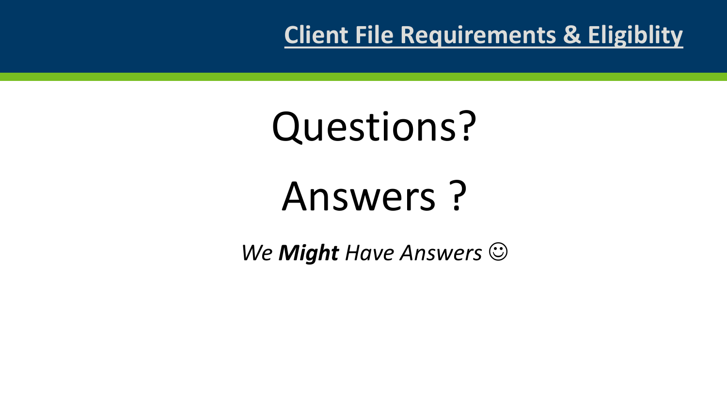**Client File Requirements & Eligiblity**

# Questions?

# Answers ?

*We **Might** Have Answers ☺*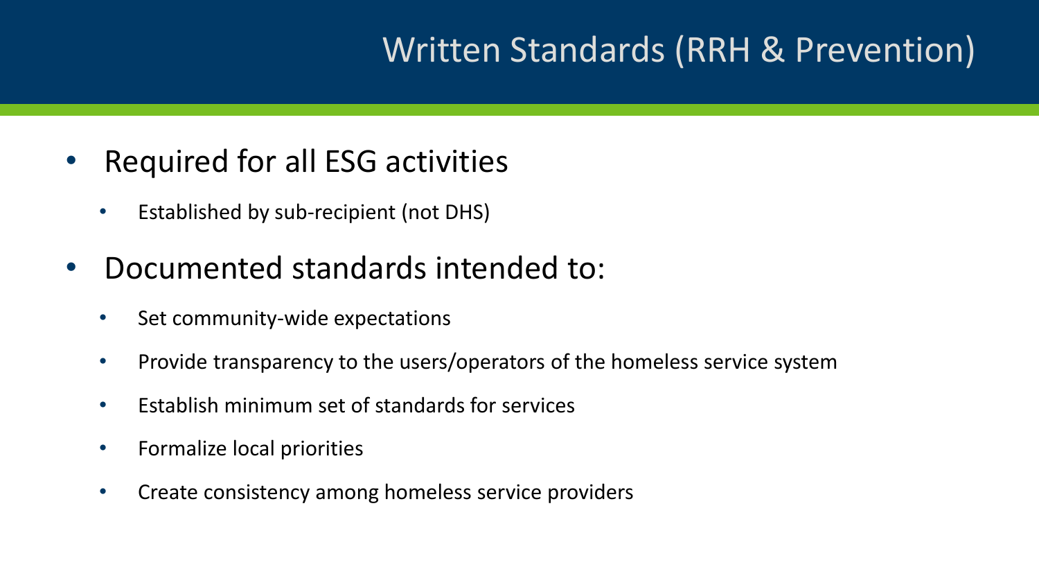# Written Standards (RRH & Prevention)

- Required for all ESG activities
  - Established by sub-recipient (not DHS)
- Documented standards intended to:
  - Set community-wide expectations
  - Provide transparency to the users/operators of the homeless service system
  - Establish minimum set of standards for services
  - Formalize local priorities
  - Create consistency among homeless service providers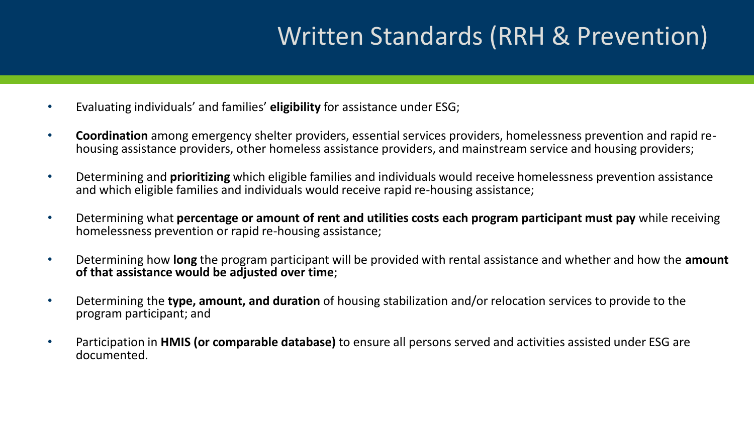# Written Standards (RRH & Prevention)

- Evaluating individuals' and families' **eligibility** for assistance under ESG;
- **Coordination** among emergency shelter providers, essential services providers, homelessness prevention and rapid re-housing assistance providers, other homeless assistance providers, and mainstream service and housing providers;
- Determining and **prioritizing** which eligible families and individuals would receive homelessness prevention assistance and which eligible families and individuals would receive rapid re-housing assistance;
- Determining what **percentage or amount of rent and utilities costs each program participant must pay** while receiving homelessness prevention or rapid re-housing assistance;
- Determining how **long** the program participant will be provided with rental assistance and whether and how the **amount of that assistance would be adjusted over time**;
- Determining the **type, amount, and duration** of housing stabilization and/or relocation services to provide to the program participant; and
- Participation in **HMIS (or comparable database)** to ensure all persons served and activities assisted under ESG are documented.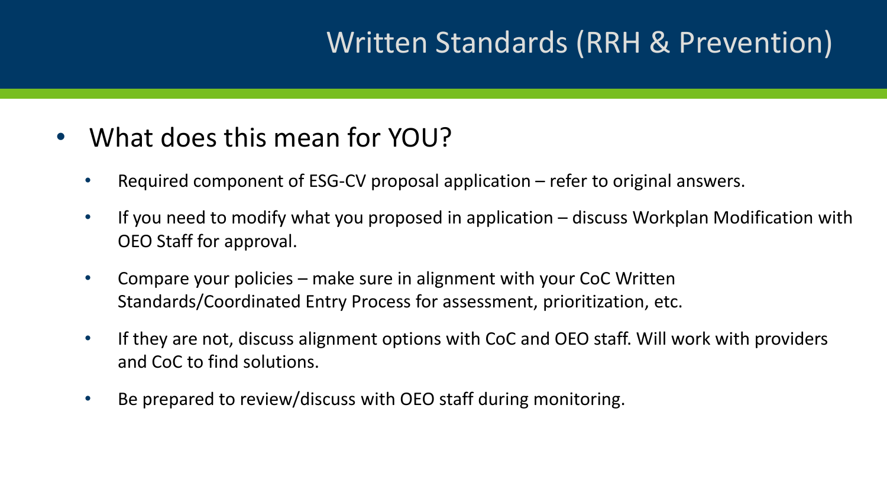# Written Standards (RRH & Prevention)

- What does this mean for YOU?
  - Required component of ESG-CV proposal application – refer to original answers.
  - If you need to modify what you proposed in application – discuss Workplan Modification with OEO Staff for approval.
  - Compare your policies – make sure in alignment with your CoC Written Standards/Coordinated Entry Process for assessment, prioritization, etc.
  - If they are not, discuss alignment options with CoC and OEO staff. Will work with providers and CoC to find solutions.
  - Be prepared to review/discuss with OEO staff during monitoring.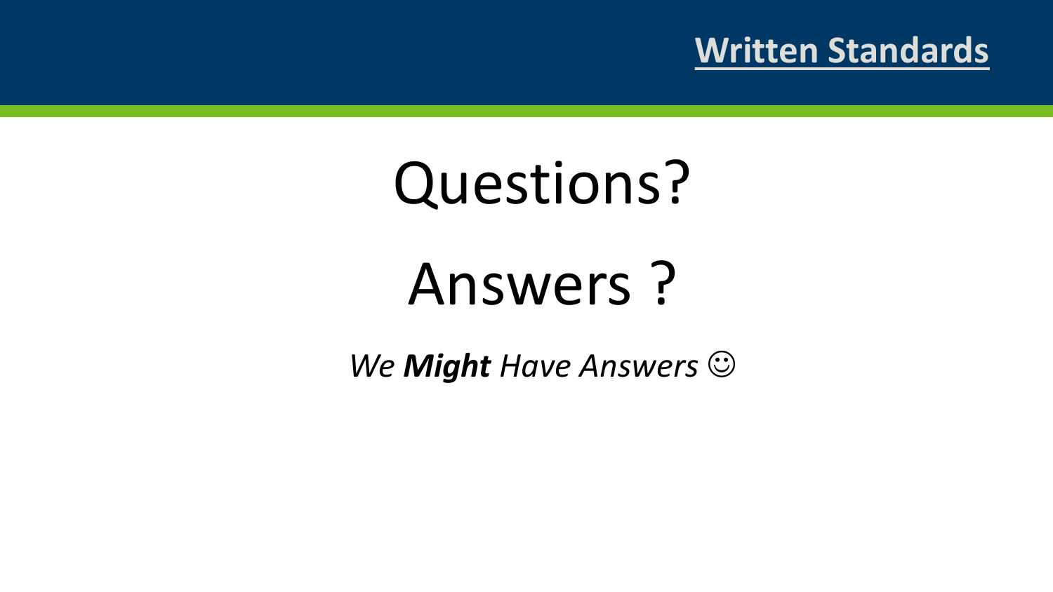**Written Standards**

# Questions?

# Answers ?

*We **Might** Have Answers ☺*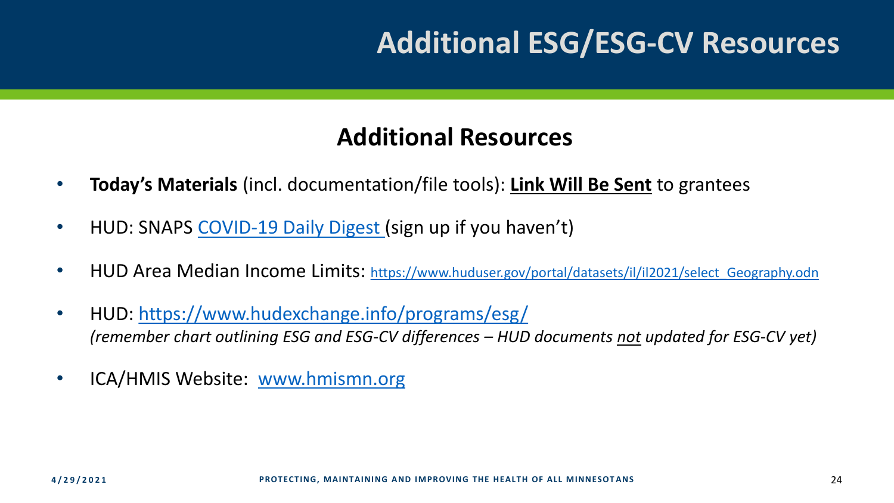# Additional ESG/ESG-CV Resources

## Additional Resources

- **Today's Materials** (incl. documentation/file tools): **<u>Link Will Be Sent</u>** to grantees
- HUD: SNAPS [COVID-19 Daily Digest](#) (sign up if you haven't)
- HUD Area Median Income Limits: https://www.huduser.gov/portal/datasets/il/il2021/select_Geography.odn
- HUD: https://www.hudexchange.info/programs/esg/
  *(remember chart outlining ESG and ESG-CV differences – HUD documents <u>not</u> updated for ESG-CV yet)*
- ICA/HMIS Website: www.hmismn.org